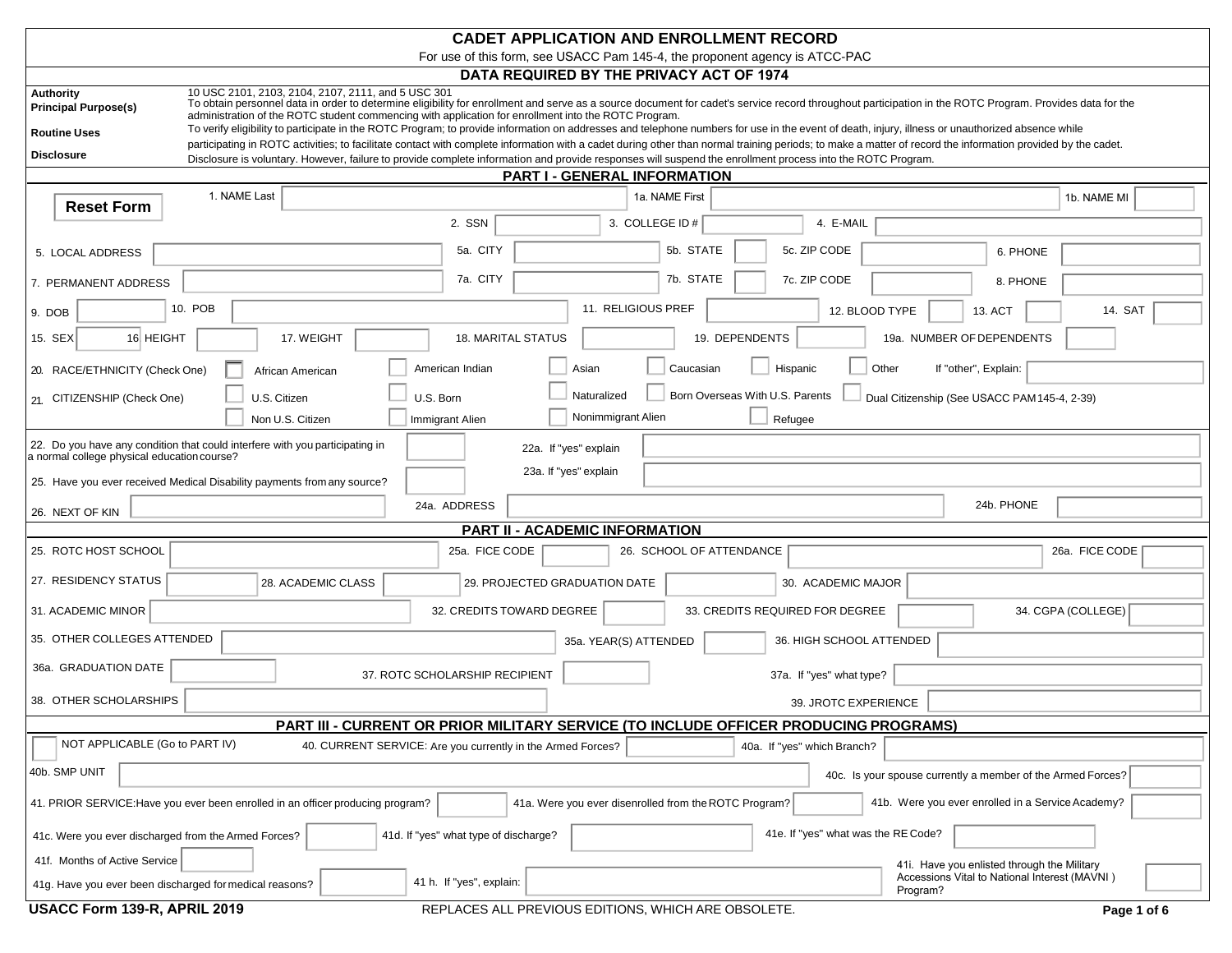# CADET APPLICATION AND ENROLLMENT RECORD

For use of this form, see USACC Pam 145-4, the proponent agency is ATCC-PAC

## DATA REQUIRED BY THE PRIVACY ACT OF 1974

**Authority** 10 USC 2101, 2103, 2104, 2107, 2111, and 5 USC 301

**Principal Purpose(s)** To obtain personnel data in order to determine eligibility for enrollment and serve as a source document for cadet's service record throughout participation in the ROTC Program. Provides data for the administration of the ROTC student commencing with application for enrollment into the ROTC Program.

**Routine Uses** To verify eligibility to participate in the ROTC Program; to provide information on addresses and telephone numbers for use in the event of death, injury, illness or unauthorized absence while participating in ROTC activities; to facilitate contact with complete information with a cadet during other than normal training periods; to make a matter of record the information provided by the cadet.

**Disclosure** Disclosure is voluntary. However, failure to provide complete information and provide responses will suspend the enrollment process into the ROTC Program.

## PART I - GENERAL INFORMATION

Reset Form

1. NAME Last ______ 1a. NAME First ______ 1b. NAME MI ______

2. SSN ______ 3. COLLEGE ID # ______ 4. E-MAIL ______

5. LOCAL ADDRESS ______ 5a. CITY ______ 5b. STATE ______ 5c. ZIP CODE ______ 6. PHONE ______

7. PERMANENT ADDRESS ______ 7a. CITY ______ 7b. STATE ______ 7c. ZIP CODE ______ 8. PHONE ______

9. DOB ______ 10. POB ______ 11. RELIGIOUS PREF ______ 12. BLOOD TYPE ______ 13. ACT ______ 14. SAT ______

15. SEX ______ 16. HEIGHT ______ 17. WEIGHT ______ 18. MARITAL STATUS ______ 19. DEPENDENTS ______ 19a. NUMBER OF DEPENDENTS ______

20. RACE/ETHNICITY (Check One)
☐ African American ☐ American Indian ☐ Asian ☐ Caucasian ☐ Hispanic ☐ Other If "other", Explain: ______

21. CITIZENSHIP (Check One)
☐ U.S. Citizen ☐ U.S. Born ☐ Naturalized ☐ Born Overseas With U.S. Parents ☐ Dual Citizenship (See USACC PAM 145-4, 2-39)
☐ Non U.S. Citizen ☐ Immigrant Alien ☐ Nonimmigrant Alien ☐ Refugee

22. Do you have any condition that could interfere with you participating in a normal college physical education course? ______ 22a. If "yes" explain ______

25. Have you ever received Medical Disability payments from any source? ______ 23a. If "yes" explain ______

26. NEXT OF KIN ______ 24a. ADDRESS ______ 24b. PHONE ______

## PART II - ACADEMIC INFORMATION

25. ROTC HOST SCHOOL ______ 25a. FICE CODE ______ 26. SCHOOL OF ATTENDANCE ______ 26a. FICE CODE ______

27. RESIDENCY STATUS ______ 28. ACADEMIC CLASS ______ 29. PROJECTED GRADUATION DATE ______ 30. ACADEMIC MAJOR ______

31. ACADEMIC MINOR ______ 32. CREDITS TOWARD DEGREE ______ 33. CREDITS REQUIRED FOR DEGREE ______ 34. CGPA (COLLEGE) ______

35. OTHER COLLEGES ATTENDED ______ 35a. YEAR(S) ATTENDED ______ 36. HIGH SCHOOL ATTENDED ______

36a. GRADUATION DATE ______ 37. ROTC SCHOLARSHIP RECIPIENT ______ 37a. If "yes" what type? ______

38. OTHER SCHOLARSHIPS ______ 39. JROTC EXPERIENCE ______

## PART III - CURRENT OR PRIOR MILITARY SERVICE (TO INCLUDE OFFICER PRODUCING PROGRAMS)

☐ NOT APPLICABLE (Go to PART IV) 40. CURRENT SERVICE: Are you currently in the Armed Forces? ______ 40a. If "yes" which Branch? ______

40b. SMP UNIT ______ 40c. Is your spouse currently a member of the Armed Forces? ______

41. PRIOR SERVICE: Have you ever been enrolled in an officer producing program? ______ 41a. Were you ever disenrolled from the ROTC Program? ______ 41b. Were you ever enrolled in a Service Academy? ______

41c. Were you ever discharged from the Armed Forces? ______ 41d. If "yes" what type of discharge? ______ 41e. If "yes" what was the RE Code? ______

41f. Months of Active Service ______

41g. Have you ever been discharged for medical reasons? ______ 41 h. If "yes", explain: ______ 41i. Have you enlisted through the Military Accessions Vital to National Interest (MAVNI) Program? ______

USACC Form 139-R, APRIL 2019 REPLACES ALL PREVIOUS EDITIONS, WHICH ARE OBSOLETE.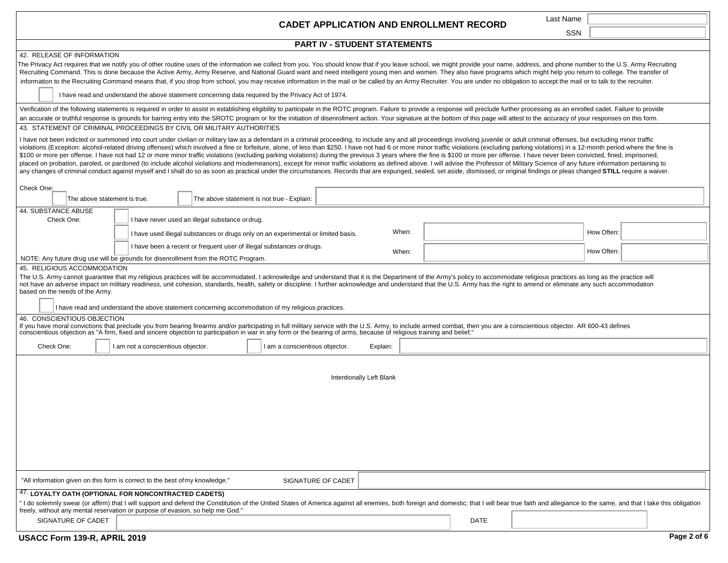# CADET APPLICATION AND ENROLLMENT RECORD

Last Name ______

SSN ______

## PART IV - STUDENT STATEMENTS

**42. RELEASE OF INFORMATION**

The Privacy Act requires that we notify you of other routine uses of the information we collect from you. You should know that if you leave school, we might provide your name, address, and phone number to the U.S. Army Recruiting Recruiting Command. This is done because the Active Army, Army Reserve, and National Guard want and need intelligent young men and women. They also have programs which might help you return to college. The transfer of information to the Recruiting Command means that, if you drop from school, you may receive information in the mail or be called by an Army Recruiter. You are under no obligation to accept the mail or to talk to the recruiter.

☐ I have read and understand the above statement concerning data required by the Privacy Act of 1974.

Verification of the following statements is required in order to assist in establishing eligibility to participate in the ROTC program. Failure to provide a response will preclude further processing as an enrolled cadet. Failure to provide an accurate or truthful response is grounds for barring entry into the SROTC program or for the initiation of disenrollment action. Your signature at the bottom of this page will attest to the accuracy of your responses on this form.

**43. STATEMENT OF CRIMINAL PROCEEDINGS BY CIVIL OR MILITARY AUTHORITIES**

I have not been indicted or summoned into court under civilian or military law as a defendant in a criminal proceeding, to include any and all proceedings involving juvenile or adult criminal offenses, but excluding minor traffic violations (Exception: alcohol-related driving offenses) which involved a fine or forfeiture, alone, of less than $250. I have not had 6 or more minor traffic violations (excluding parking violations) in a 12-month period where the fine is $100 or more per offense. I have not had 12 or more minor traffic violations (excluding parking violations) during the previous 3 years where the fine is $100 or more per offense. I have never been convicted, fined, imprisoned, placed on probation, paroled, or pardoned (to include alcohol violations and misdemeanors), except for minor traffic violations as defined above. I will advise the Professor of Military Science of any future information pertaining to any changes of criminal conduct against myself and I shall do so as soon as practical under the circumstances. Records that are expunged, sealed, set aside, dismissed, or original findings or pleas changed **STILL** require a waiver.

Check One:

☐ The above statement is true. ☐ The above statement is not true - Explain: ______

**44. SUBSTANCE ABUSE**

Check One:

☐ I have never used an illegal substance or drug.

☐ I have used illegal substances or drugs only on an experimental or limited basis. When: ______ How Often: ______

☐ I have been a recent or frequent user of illegal substances or drugs. When: ______ How Often: ______

NOTE: Any future drug use will be grounds for disenrollment from the ROTC Program.

**45. RELIGIOUS ACCOMMODATION**

The U.S. Army cannot guarantee that my religious practices will be accommodated. I acknowledge and understand that it is the Department of the Army's policy to accommodate religious practices as long as the practice will not have an adverse impact on military readiness, unit cohesion, standards, health, safety or discipline. I further acknowledge and understand that the U.S. Army has the right to amend or eliminate any such accommodation based on the needs of the Army.

☐ I have read and understand the above statement concerning accommodation of my religious practices.

**46. CONSCIENTIOUS OBJECTION**

If you have moral convictions that preclude you from bearing firearms and/or participating in full military service with the U.S. Army, to include armed combat, then you are a conscientious objector. AR 600-43 defines conscientious objection as "A firm, fixed and sincere objection to participation in war in any form or the bearing of arms, because of religious training and belief."

Check One: ☐ I am not a conscientious objector. ☐ I am a conscientious objector. Explain: ______

Intentionally Left Blank

"All information given on this form is correct to the best of my knowledge." SIGNATURE OF CADET ______

**47. LOYALTY OATH (OPTIONAL FOR NONCONTRACTED CADETS)**

" I do solemnly swear (or affirm) that I will support and defend the Constitution of the United States of America against all enemies, both foreign and domestic; that I will bear true faith and allegiance to the same, and that I take this obligation freely, without any mental reservation or purpose of evasion, so help me God."

SIGNATURE OF CADET ______ DATE ______

**USACC Form 139-R, APRIL 2019**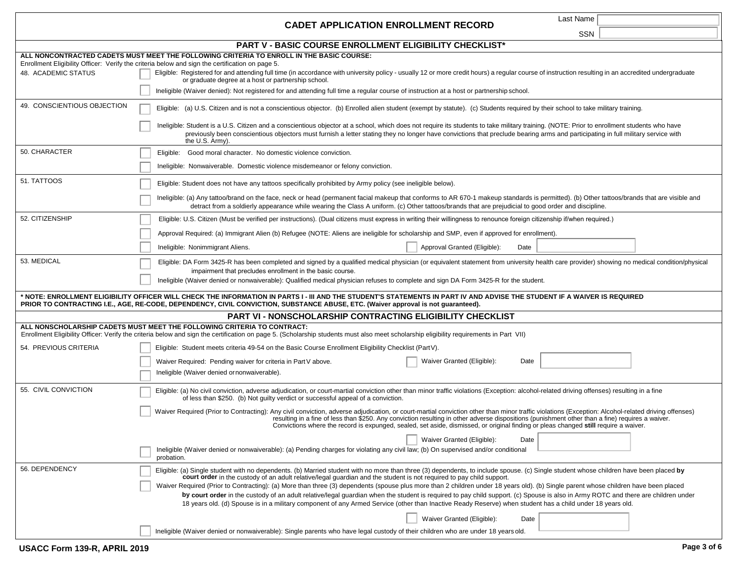# CADET APPLICATION ENROLLMENT RECORD

Last Name

SSN

## PART V - BASIC COURSE ENROLLMENT ELIGIBILITY CHECKLIST*

**ALL NONCONTRACTED CADETS MUST MEET THE FOLLOWING CRITERIA TO ENROLL IN THE BASIC COURSE:**

Enrollment Eligibility Officer: Verify the criteria below and sign the certification on page 5.

**48. ACADEMIC STATUS**

- ☐ Eligible: Registered for and attending full time (in accordance with university policy - usually 12 or more credit hours) a regular course of instruction resulting in an accredited undergraduate or graduate degree at a host or partnership school.
- ☐ Ineligible (Waiver denied): Not registered for and attending full time a regular course of instruction at a host or partnership school.

**49. CONSCIENTIOUS OBJECTION**

- ☐ Eligible: (a) U.S. Citizen and is not a conscientious objector. (b) Enrolled alien student (exempt by statute). (c) Students required by their school to take military training.
- ☐ Ineligible: Student is a U.S. Citizen and a conscientious objector at a school, which does not require its students to take military training. (NOTE: Prior to enrollment students who have previously been conscientious objectors must furnish a letter stating they no longer have convictions that preclude bearing arms and participating in full military service with the U.S. Army).

**50. CHARACTER**

- ☐ Eligible: Good moral character. No domestic violence conviction.
- ☐ Ineligible: Nonwaiverable. Domestic violence misdemeanor or felony conviction.

**51. TATTOOS**

- ☐ Eligible: Student does not have any tattoos specifically prohibited by Army policy (see ineligible below).
- ☐ Ineligible: (a) Any tattoo/brand on the face, neck or head (permanent facial makeup that conforms to AR 670-1 makeup standards is permitted). (b) Other tattoos/brands that are visible and detract from a soldierly appearance while wearing the Class A uniform. (c) Other tattoos/brands that are prejudicial to good order and discipline.

**52. CITIZENSHIP**

- ☐ Eligible: U.S. Citizen (Must be verified per instructions). (Dual citizens must express in writing their willingness to renounce foreign citizenship if/when required.)
- ☐ Approval Required: (a) Immigrant Alien (b) Refugee (NOTE: Aliens are ineligible for scholarship and SMP, even if approved for enrollment).
- ☐ Ineligible: Nonimmigrant Aliens.
- ☐ Approval Granted (Eligible): Date ____

**53. MEDICAL**

- ☐ Eligible: DA Form 3425-R has been completed and signed by a qualified medical physician (or equivalent statement from university health care provider) showing no medical condition/physical impairment that precludes enrollment in the basic course.
- ☐ Ineligible (Waiver denied or nonwaiverable): Qualified medical physician refuses to complete and sign DA Form 3425-R for the student.

**\* NOTE: ENROLLMENT ELIGIBILITY OFFICER WILL CHECK THE INFORMATION IN PARTS I - III AND THE STUDENT'S STATEMENTS IN PART IV AND ADVISE THE STUDENT IF A WAIVER IS REQUIRED PRIOR TO CONTRACTING I.E., AGE, RE-CODE, DEPENDENCY, CIVIL CONVICTION, SUBSTANCE ABUSE, ETC. (Waiver approval is not guaranteed).**

## PART VI - NONSCHOLARSHIP CONTRACTING ELIGIBILITY CHECKLIST

**ALL NONSCHOLARSHIP CADETS MUST MEET THE FOLLOWING CRITERIA TO CONTRACT:**

Enrollment Eligibility Officer: Verify the criteria below and sign the certification on page 5. (Scholarship students must also meet scholarship eligibility requirements in Part VII)

**54. PREVIOUS CRITERIA**

- ☐ Eligible: Student meets criteria 49-54 on the Basic Course Enrollment Eligibility Checklist (Part V).
- ☐ Waiver Required: Pending waiver for criteria in Part V above.
- ☐ Waiver Granted (Eligible): Date ____
- ☐ Ineligible (Waiver denied or nonwaiverable).

**55. CIVIL CONVICTION**

- ☐ Eligible: (a) No civil conviction, adverse adjudication, or court-martial conviction other than minor traffic violations (Exception: alcohol-related driving offenses) resulting in a fine of less than $250. (b) Not guilty verdict or successful appeal of a conviction.
- ☐ Waiver Required (Prior to Contracting): Any civil conviction, adverse adjudication, or court-martial conviction other than minor traffic violations (Exception: Alcohol-related driving offenses) resulting in a fine of less than $250. Any conviction resulting in other adverse dispositions (punishment other than a fine) requires a waiver. Convictions where the record is expunged, sealed, set aside, dismissed, or original finding or pleas changed **still** require a waiver.
- ☐ Waiver Granted (Eligible): Date ____
- ☐ Ineligible (Waiver denied or nonwaiverable): (a) Pending charges for violating any civil law; (b) On supervised and/or conditional probation.

**56. DEPENDENCY**

- ☐ Eligible: (a) Single student with no dependents. (b) Married student with no more than three (3) dependents, to include spouse. (c) Single student whose children have been placed **by court order** in the custody of an adult relative/legal guardian and the student is not required to pay child support.
- ☐ Waiver Required (Prior to Contracting): (a) More than three (3) dependents (spouse plus more than 2 children under 18 years old). (b) Single parent whose children have been placed **by court order** in the custody of an adult relative/legal guardian when the student is required to pay child support. (c) Spouse is also in Army ROTC and there are children under 18 years old. (d) Spouse is in a military component of any Armed Service (other than Inactive Ready Reserve) when student has a child under 18 years old.
- ☐ Waiver Granted (Eligible): Date ____
- ☐ Ineligible (Waiver denied or nonwaiverable): Single parents who have legal custody of their children who are under 18 years old.

USACC Form 139-R, APRIL 2019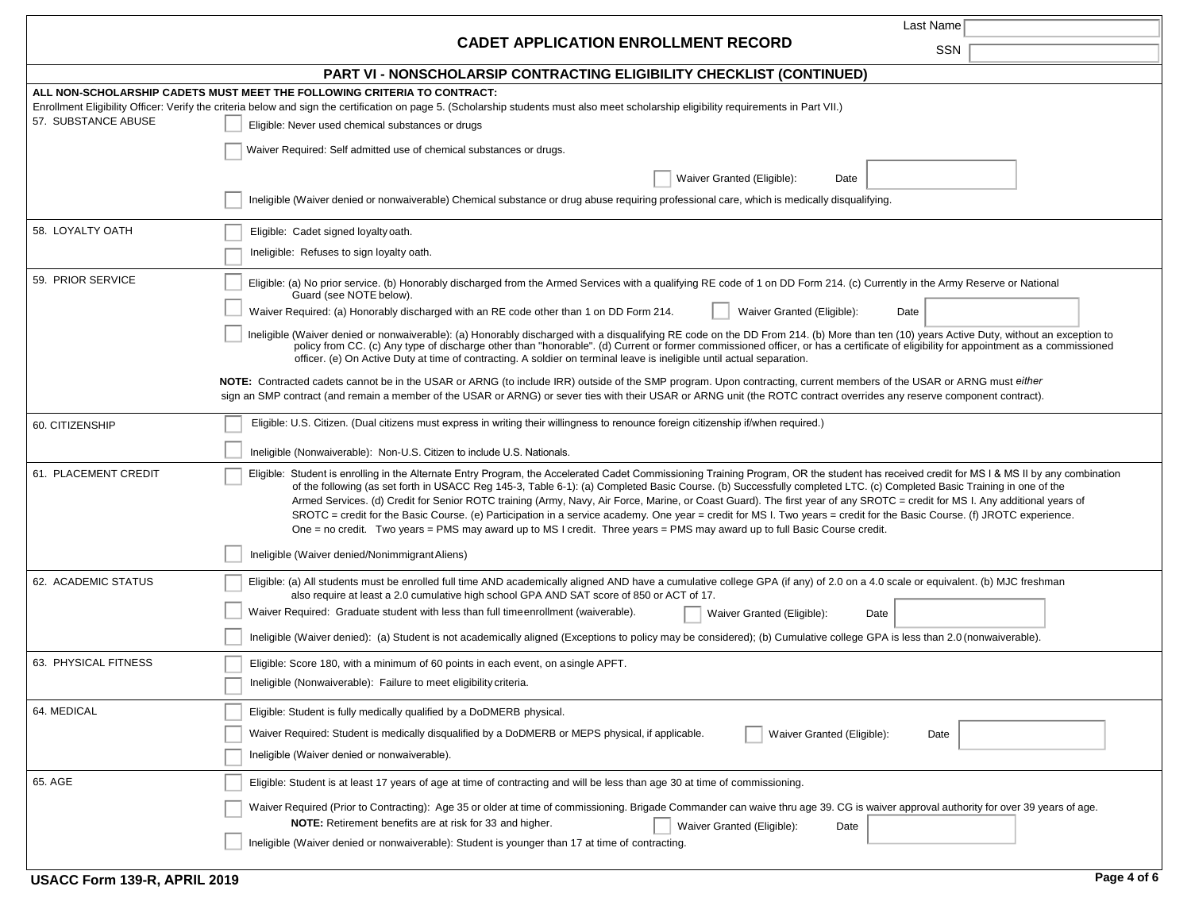Last Name

SSN

# CADET APPLICATION ENROLLMENT RECORD

## PART VI - NONSCHOLARSIP CONTRACTING ELIGIBILITY CHECKLIST (CONTINUED)

**ALL NON-SCHOLARSHIP CADETS MUST MEET THE FOLLOWING CRITERIA TO CONTRACT:**

Enrollment Eligibility Officer: Verify the criteria below and sign the certification on page 5. (Scholarship students must also meet scholarship eligibility requirements in Part VII.)

**57. SUBSTANCE ABUSE**

- ☐ Eligible: Never used chemical substances or drugs
- ☐ Waiver Required: Self admitted use of chemical substances or drugs.
  - ☐ Waiver Granted (Eligible): Date
- ☐ Ineligible (Waiver denied or nonwaiverable) Chemical substance or drug abuse requiring professional care, which is medically disqualifying.

**58. LOYALTY OATH**

- ☐ Eligible: Cadet signed loyalty oath.
- ☐ Ineligible: Refuses to sign loyalty oath.

**59. PRIOR SERVICE**

- ☐ Eligible: (a) No prior service. (b) Honorably discharged from the Armed Services with a qualifying RE code of 1 on DD Form 214. (c) Currently in the Army Reserve or National Guard (see NOTE below).
- ☐ Waiver Required: (a) Honorably discharged with an RE code other than 1 on DD Form 214.
  - ☐ Waiver Granted (Eligible): Date
- ☐ Ineligible (Waiver denied or nonwaiverable): (a) Honorably discharged with a disqualifying RE code on the DD From 214. (b) More than ten (10) years Active Duty, without an exception to policy from CC. (c) Any type of discharge other than "honorable". (d) Current or former commissioned officer, or has a certificate of eligibility for appointment as a commissioned officer. (e) On Active Duty at time of contracting. A soldier on terminal leave is ineligible until actual separation.

**NOTE:** Contracted cadets cannot be in the USAR or ARNG (to include IRR) outside of the SMP program. Upon contracting, current members of the USAR or ARNG must *either* sign an SMP contract (and remain a member of the USAR or ARNG) or sever ties with their USAR or ARNG unit (the ROTC contract overrides any reserve component contract).

**60. CITIZENSHIP**

- ☐ Eligible: U.S. Citizen. (Dual citizens must express in writing their willingness to renounce foreign citizenship if/when required.)
- ☐ Ineligible (Nonwaiverable): Non-U.S. Citizen to include U.S. Nationals.

**61. PLACEMENT CREDIT**

- ☐ Eligible: Student is enrolling in the Alternate Entry Program, the Accelerated Cadet Commissioning Training Program, OR the student has received credit for MS I & MS II by any combination of the following (as set forth in USACC Reg 145-3, Table 6-1): (a) Completed Basic Course. (b) Successfully completed LTC. (c) Completed Basic Training in one of the Armed Services. (d) Credit for Senior ROTC training (Army, Navy, Air Force, Marine, or Coast Guard). The first year of any SROTC = credit for MS I. Any additional years of SROTC = credit for the Basic Course. (e) Participation in a service academy. One year = credit for MS I. Two years = credit for the Basic Course. (f) JROTC experience. One = no credit. Two years = PMS may award up to MS I credit. Three years = PMS may award up to full Basic Course credit.
- ☐ Ineligible (Waiver denied/Nonimmigrant Aliens)

**62. ACADEMIC STATUS**

- ☐ Eligible: (a) All students must be enrolled full time AND academically aligned AND have a cumulative college GPA (if any) of 2.0 on a 4.0 scale or equivalent. (b) MJC freshman also require at least a 2.0 cumulative high school GPA AND SAT score of 850 or ACT of 17.
- ☐ Waiver Required: Graduate student with less than full time enrollment (waiverable).
  - ☐ Waiver Granted (Eligible): Date
- ☐ Ineligible (Waiver denied): (a) Student is not academically aligned (Exceptions to policy may be considered); (b) Cumulative college GPA is less than 2.0 (nonwaiverable).

**63. PHYSICAL FITNESS**

- ☐ Eligible: Score 180, with a minimum of 60 points in each event, on a single APFT.
- ☐ Ineligible (Nonwaiverable): Failure to meet eligibility criteria.

**64. MEDICAL**

- ☐ Eligible: Student is fully medically qualified by a DoDMERB physical.
- ☐ Waiver Required: Student is medically disqualified by a DoDMERB or MEPS physical, if applicable.
  - ☐ Waiver Granted (Eligible): Date
- ☐ Ineligible (Waiver denied or nonwaiverable).

**65. AGE**

- ☐ Eligible: Student is at least 17 years of age at time of contracting and will be less than age 30 at time of commissioning.
- ☐ Waiver Required (Prior to Contracting): Age 35 or older at time of commissioning. Brigade Commander can waive thru age 39. CG is waiver approval authority for over 39 years of age.
  **NOTE:** Retirement benefits are at risk for 33 and higher.
  - ☐ Waiver Granted (Eligible): Date
- ☐ Ineligible (Waiver denied or nonwaiverable): Student is younger than 17 at time of contracting.

USACC Form 139-R, APRIL 2019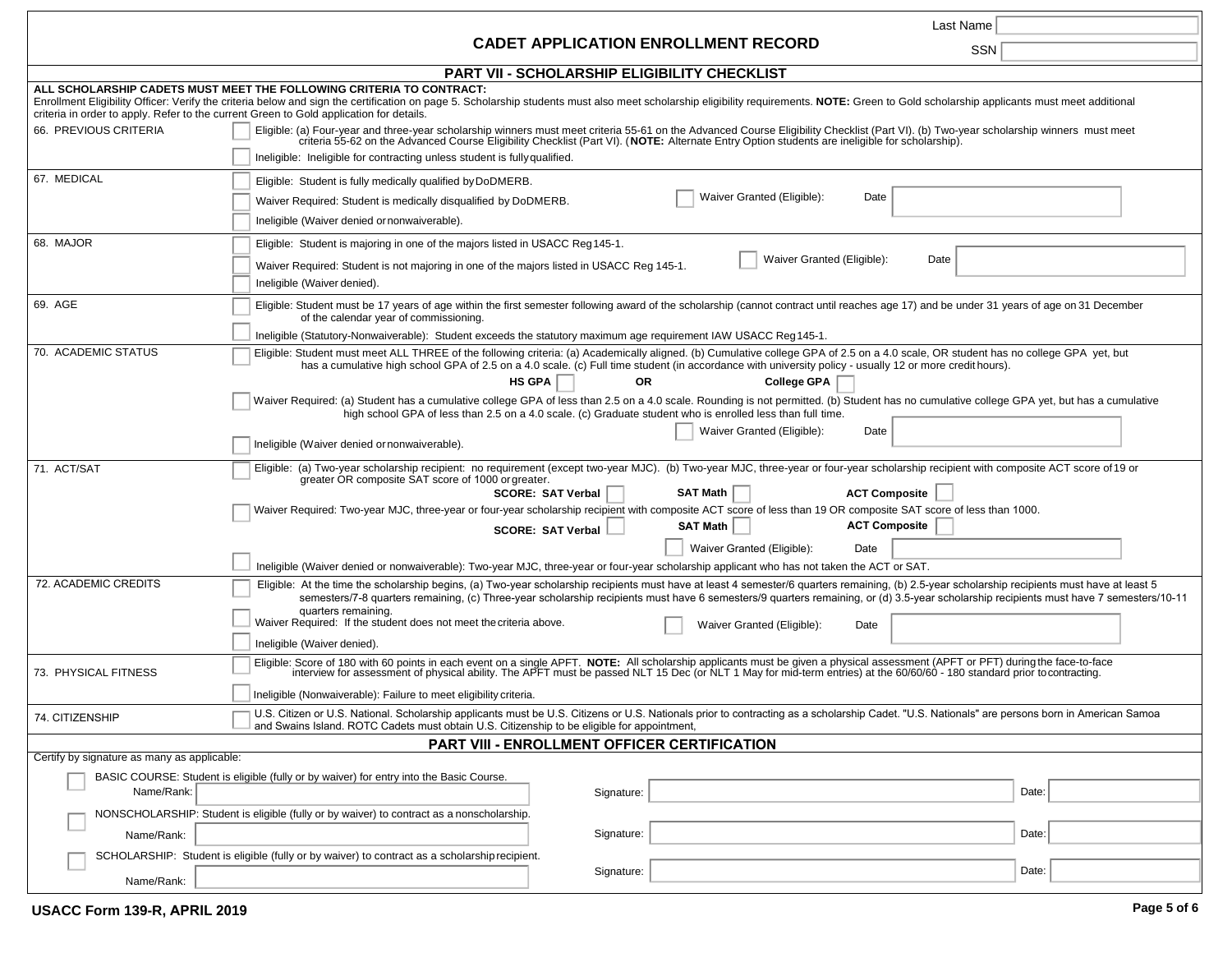# CADET APPLICATION ENROLLMENT RECORD

Last Name: 

SSN: 

## PART VII - SCHOLARSHIP ELIGIBILITY CHECKLIST

**ALL SCHOLARSHIP CADETS MUST MEET THE FOLLOWING CRITERIA TO CONTRACT:**

Enrollment Eligibility Officer: Verify the criteria below and sign the certification on page 5. Scholarship students must also meet scholarship eligibility requirements. **NOTE:** Green to Gold scholarship applicants must meet additional criteria in order to apply. Refer to the current Green to Gold application for details.

**66. PREVIOUS CRITERIA**

- ☐ Eligible: (a) Four-year and three-year scholarship winners must meet criteria 55-61 on the Advanced Course Eligibility Checklist (Part VI). (b) Two-year scholarship winners must meet criteria 55-62 on the Advanced Course Eligibility Checklist (Part VI). (**NOTE:** Alternate Entry Option students are ineligible for scholarship).
- ☐ Ineligible: Ineligible for contracting unless student is fully qualified.

**67. MEDICAL**

- ☐ Eligible: Student is fully medically qualified by DoDMERB.
- ☐ Waiver Required: Student is medically disqualified by DoDMERB. ☐ Waiver Granted (Eligible): Date: 
- ☐ Ineligible (Waiver denied or nonwaiverable).

**68. MAJOR**

- ☐ Eligible: Student is majoring in one of the majors listed in USACC Reg 145-1.
- ☐ Waiver Required: Student is not majoring in one of the majors listed in USACC Reg 145-1. ☐ Waiver Granted (Eligible): Date: 
- ☐ Ineligible (Waiver denied).

**69. AGE**

- ☐ Eligible: Student must be 17 years of age within the first semester following award of the scholarship (cannot contract until reaches age 17) and be under 31 years of age on 31 December of the calendar year of commissioning.
- ☐ Ineligible (Statutory-Nonwaiverable): Student exceeds the statutory maximum age requirement IAW USACC Reg 145-1.

**70. ACADEMIC STATUS**

- ☐ Eligible: Student must meet ALL THREE of the following criteria: (a) Academically aligned. (b) Cumulative college GPA of 2.5 on a 4.0 scale, OR student has no college GPA yet, but has a cumulative high school GPA of 2.5 on a 4.0 scale. (c) Full time student (in accordance with university policy - usually 12 or more credit hours).
  - **HS GPA** ☐ **OR** **College GPA** ☐
- ☐ Waiver Required: (a) Student has a cumulative college GPA of less than 2.5 on a 4.0 scale. Rounding is not permitted. (b) Student has no cumulative college GPA yet, but has a cumulative high school GPA of less than 2.5 on a 4.0 scale. (c) Graduate student who is enrolled less than full time.
  - ☐ Waiver Granted (Eligible): Date: 
- ☐ Ineligible (Waiver denied or nonwaiverable).

**71. ACT/SAT**

- ☐ Eligible: (a) Two-year scholarship recipient: no requirement (except two-year MJC). (b) Two-year MJC, three-year or four-year scholarship recipient with composite ACT score of 19 or greater OR composite SAT score of 1000 or greater.
  - **SCORE: SAT Verbal** ☐ **SAT Math** ☐ **ACT Composite** ☐
- ☐ Waiver Required: Two-year MJC, three-year or four-year scholarship recipient with composite ACT score of less than 19 OR composite SAT score of less than 1000.
  - **SCORE: SAT Verbal** ☐ **SAT Math** ☐ **ACT Composite** ☐
  - ☐ Waiver Granted (Eligible): Date: 
- ☐ Ineligible (Waiver denied or nonwaiverable): Two-year MJC, three-year or four-year scholarship applicant who has not taken the ACT or SAT.

**72. ACADEMIC CREDITS**

- ☐ Eligible: At the time the scholarship begins, (a) Two-year scholarship recipients must have at least 4 semester/6 quarters remaining, (b) 2.5-year scholarship recipients must have at least 5 semesters/7-8 quarters remaining, (c) Three-year scholarship recipients must have 6 semesters/9 quarters remaining, or (d) 3.5-year scholarship recipients must have 7 semesters/10-11 quarters remaining.
- ☐ Waiver Required: If the student does not meet the criteria above. ☐ Waiver Granted (Eligible): Date: 
- ☐ Ineligible (Waiver denied).

**73. PHYSICAL FITNESS**

- ☐ Eligible: Score of 180 with 60 points in each event on a single APFT. **NOTE:** All scholarship applicants must be given a physical assessment (APFT or PFT) during the face-to-face interview for assessment of physical ability. The APFT must be passed NLT 15 Dec (or NLT 1 May for mid-term entries) at the 60/60/60 - 180 standard prior to contracting.
- ☐ Ineligible (Nonwaiverable): Failure to meet eligibility criteria.

**74. CITIZENSHIP**

- ☐ U.S. Citizen or U.S. National. Scholarship applicants must be U.S. Citizens or U.S. Nationals prior to contracting as a scholarship Cadet. "U.S. Nationals" are persons born in American Samoa and Swains Island. ROTC Cadets must obtain U.S. Citizenship to be eligible for appointment,

## PART VIII - ENROLLMENT OFFICER CERTIFICATION

Certify by signature as many as applicable:

- ☐ BASIC COURSE: Student is eligible (fully or by waiver) for entry into the Basic Course.
  - Name/Rank: Signature: Date: 
- ☐ NONSCHOLARSHIP: Student is eligible (fully or by waiver) to contract as a nonscholarship.
  - Name/Rank: Signature: Date: 
- ☐ SCHOLARSHIP: Student is eligible (fully or by waiver) to contract as a scholarship recipient.
  - Name/Rank: Signature: Date: 

USACC Form 139-R, APRIL 2019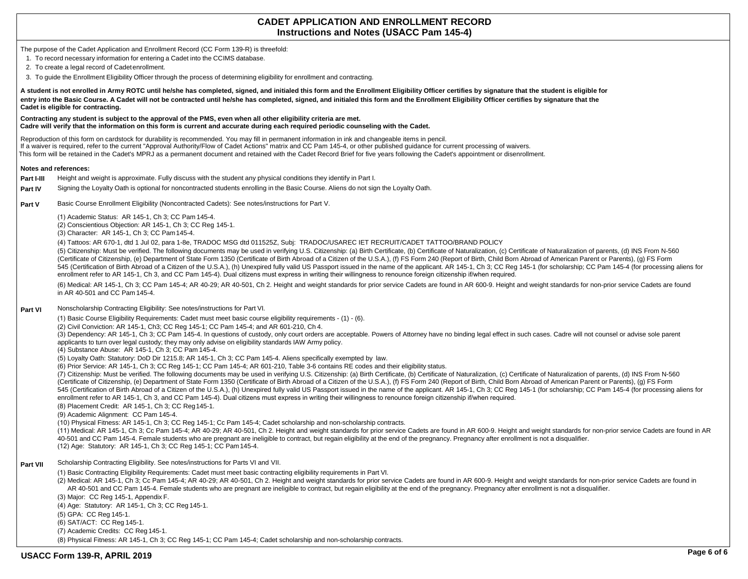# CADET APPLICATION AND ENROLLMENT RECORD

## Instructions and Notes (USACC Pam 145-4)

The purpose of the Cadet Application and Enrollment Record (CC Form 139-R) is threefold:

1. To record necessary information for entering a Cadet into the CCIMS database.
2. To create a legal record of Cadet enrollment.
3. To guide the Enrollment Eligibility Officer through the process of determining eligibility for enrollment and contracting.

**A student is not enrolled in Army ROTC until he/she has completed, signed, and initialed this form and the Enrollment Eligibility Officer certifies by signature that the student is eligible for entry into the Basic Course. A Cadet will not be contracted until he/she has completed, signed, and initialed this form and the Enrollment Eligibility Officer certifies by signature that the Cadet is eligible for contracting.**

**Contracting any student is subject to the approval of the PMS, even when all other eligibility criteria are met.**
**Cadre will verify that the information on this form is current and accurate during each required periodic counseling with the Cadet.**

Reproduction of this form on cardstock for durability is recommended. You may fill in permanent information in ink and changeable items in pencil.
If a waiver is required, refer to the current "Approval Authority/Flow of Cadet Actions" matrix and CC Pam 145-4, or other published guidance for current processing of waivers.
This form will be retained in the Cadet's MPRJ as a permanent document and retained with the Cadet Record Brief for five years following the Cadet's appointment or disenrollment.

**Notes and references:**

**Part I-III** Height and weight is approximate. Fully discuss with the student any physical conditions they identify in Part I.

**Part IV** Signing the Loyalty Oath is optional for noncontracted students enrolling in the Basic Course. Aliens do not sign the Loyalty Oath.

**Part V** Basic Course Enrollment Eligibility (Noncontracted Cadets): See notes/instructions for Part V.

(1) Academic Status: AR 145-1, Ch 3; CC Pam 145-4.
(2) Conscientious Objection: AR 145-1, Ch 3; CC Reg 145-1.
(3) Character: AR 145-1, Ch 3; CC Pam 145-4.
(4) Tattoos: AR 670-1, dtd 1 Jul 02, para 1-8e, TRADOC MSG dtd 011525Z, Subj: TRADOC/USAREC IET RECRUIT/CADET TATTOO/BRAND POLICY
(5) Citizenship: Must be verified. The following documents may be used in verifying U.S. Citizenship: (a) Birth Certificate, (b) Certificate of Naturalization, (c) Certificate of Naturalization of parents, (d) INS From N-560 (Certificate of Citizenship, (e) Department of State Form 1350 (Certificate of Birth Abroad of a Citizen of the U.S.A.), (f) FS Form 240 (Report of Birth, Child Born Abroad of American Parent or Parents), (g) FS Form 545 (Certification of Birth Abroad of a Citizen of the U.S.A.), (h) Unexpired fully valid US Passport issued in the name of the applicant. AR 145-1, Ch 3; CC Reg 145-1 (for scholarship; CC Pam 145-4 (for processing aliens for enrollment refer to AR 145-1, Ch 3, and CC Pam 145-4). Dual citizens must express in writing their willingness to renounce foreign citizenship if/when required.

(6) Medical: AR 145-1, Ch 3; CC Pam 145-4; AR 40-29; AR 40-501, Ch 2. Height and weight standards for prior service Cadets are found in AR 600-9. Height and weight standards for non-prior service Cadets are found in AR 40-501 and CC Pam 145-4.

**Part VI** Nonscholarship Contracting Eligibility: See notes/instructions for Part VI.

(1) Basic Course Eligibility Requirements: Cadet must meet basic course eligibility requirements - (1) - (6).
(2) Civil Conviction: AR 145-1, Ch3; CC Reg 145-1; CC Pam 145-4; and AR 601-210, Ch 4.
(3) Dependency: AR 145-1, Ch 3; CC Pam 145-4. In questions of custody, only court orders are acceptable. Powers of Attorney have no binding legal effect in such cases. Cadre will not counsel or advise sole parent applicants to turn over legal custody; they may only advise on eligibility standards IAW Army policy.
(4) Substance Abuse: AR 145-1, Ch 3; CC Pam 145-4.
(5) Loyalty Oath: Statutory: DoD Dir 1215.8; AR 145-1, Ch 3; CC Pam 145-4. Aliens specifically exempted by law.
(6) Prior Service: AR 145-1, Ch 3; CC Reg 145-1; CC Pam 145-4; AR 601-210, Table 3-6 contains RE codes and their eligibility status.
(7) Citizenship: Must be verified. The following documents may be used in verifying U.S. Citizenship: (a) Birth Certificate, (b) Certificate of Naturalization, (c) Certificate of Naturalization of parents, (d) INS From N-560 (Certificate of Citizenship, (e) Department of State Form 1350 (Certificate of Birth Abroad of a Citizen of the U.S.A.), (f) FS Form 240 (Report of Birth, Child Born Abroad of American Parent or Parents), (g) FS Form 545 (Certification of Birth Abroad of a Citizen of the U.S.A.), (h) Unexpired fully valid US Passport issued in the name of the applicant. AR 145-1, Ch 3; CC Reg 145-1 (for scholarship; CC Pam 145-4 (for processing aliens for enrollment refer to AR 145-1, Ch 3, and CC Pam 145-4). Dual citizens must express in writing their willingness to renounce foreign citizenship if/when required.
(8) Placement Credit: AR 145-1, Ch 3; CC Reg 145-1.
(9) Academic Alignment: CC Pam 145-4.
(10) Physical Fitness: AR 145-1, Ch 3; CC Reg 145-1; Cc Pam 145-4; Cadet scholarship and non-scholarship contracts.
(11) Medical: AR 145-1, Ch 3; Cc Pam 145-4; AR 40-29; AR 40-501, Ch 2. Height and weight standards for prior service Cadets are found in AR 600-9. Height and weight standards for non-prior service Cadets are found in AR 40-501 and CC Pam 145-4. Female students who are pregnant are ineligible to contract, but regain eligibility at the end of the pregnancy. Pregnancy after enrollment is not a disqualifier.
(12) Age: Statutory: AR 145-1, Ch 3; CC Reg 145-1; CC Pam 145-4.

**Part VII** Scholarship Contracting Eligibility. See notes/instructions for Parts VI and VII.

(1) Basic Contracting Eligibility Requirements: Cadet must meet basic contracting eligibility requirements in Part VI.
(2) Medical: AR 145-1, Ch 3; Cc Pam 145-4; AR 40-29; AR 40-501, Ch 2. Height and weight standards for prior service Cadets are found in AR 600-9. Height and weight standards for non-prior service Cadets are found in AR 40-501 and CC Pam 145-4. Female students who are pregnant are ineligible to contract, but regain eligibility at the end of the pregnancy. Pregnancy after enrollment is not a disqualifier.
(3) Major: CC Reg 145-1, Appendix F.
(4) Age: Statutory: AR 145-1, Ch 3; CC Reg 145-1.
(5) GPA: CC Reg 145-1.
(6) SAT/ACT: CC Reg 145-1.
(7) Academic Credits: CC Reg 145-1.
(8) Physical Fitness: AR 145-1, Ch 3; CC Reg 145-1; CC Pam 145-4; Cadet scholarship and non-scholarship contracts.

**USACC Form 139-R, APRIL 2019**